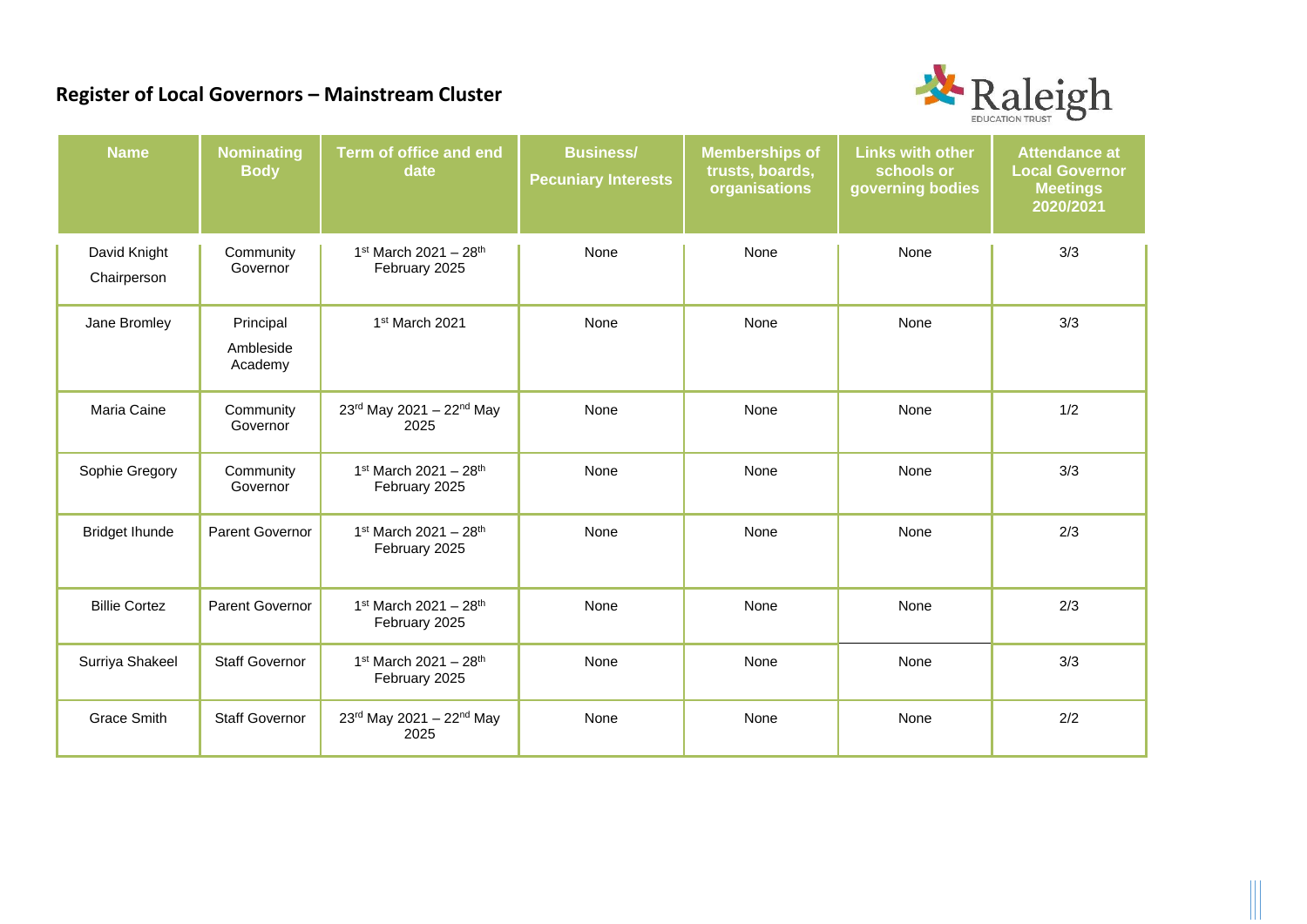# Register of Local Governors – Mainstream Cluster

| Name | Nominating Body | Term of office and end date | Business/ Pecuniary Interests | Memberships of trusts, boards, organisations | Links with other schools or governing bodies | Attendance at Local Governor Meetings 2020/2021 |
|---|---|---|---|---|---|---|
| David Knight Chairperson | Community Governor | 1st March 2021 – 28th February 2025 | None | None | None | 3/3 |
| Jane Bromley | Principal Ambleside Academy | 1st March 2021 | None | None | None | 3/3 |
| Maria Caine | Community Governor | 23rd May 2021 – 22nd May 2025 | None | None | None | 1/2 |
| Sophie Gregory | Community Governor | 1st March 2021 – 28th February 2025 | None | None | None | 3/3 |
| Bridget Ihunde | Parent Governor | 1st March 2021 – 28th February 2025 | None | None | None | 2/3 |
| Billie Cortez | Parent Governor | 1st March 2021 – 28th February 2025 | None | None | None | 2/3 |
| Surriya Shakeel | Staff Governor | 1st March 2021 – 28th February 2025 | None | None | None | 3/3 |
| Grace Smith | Staff Governor | 23rd May 2021 – 22nd May 2025 | None | None | None | 2/2 |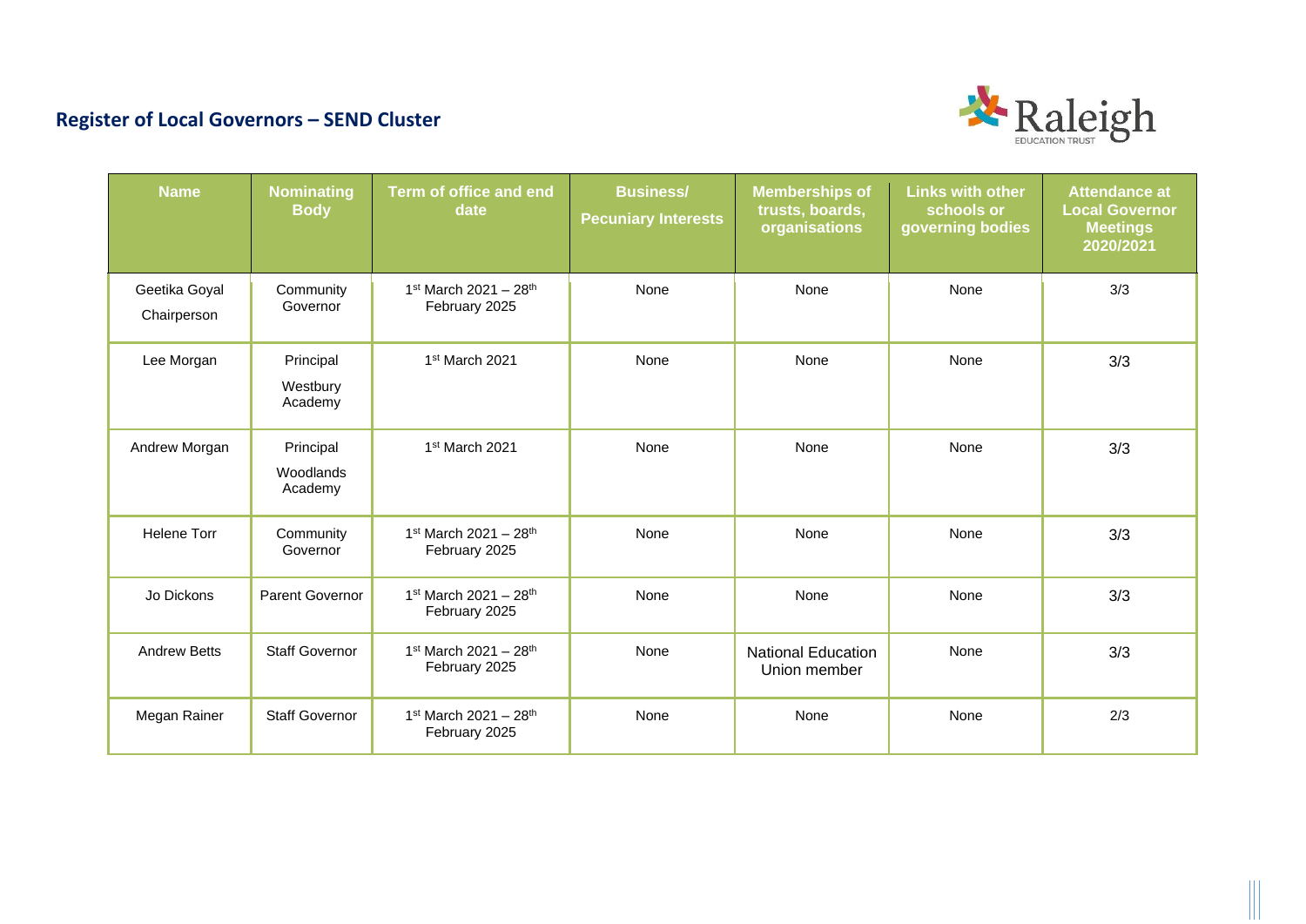## Register of Local Governors – SEND Cluster

| Name | Nominating Body | Term of office and end date | Business/ Pecuniary Interests | Memberships of trusts, boards, organisations | Links with other schools or governing bodies | Attendance at Local Governor Meetings 2020/2021 |
|---|---|---|---|---|---|---|
| Geetika Goyal Chairperson | Community Governor | 1st March 2021 – 28th February 2025 | None | None | None | 3/3 |
| Lee Morgan | Principal Westbury Academy | 1st March 2021 | None | None | None | 3/3 |
| Andrew Morgan | Principal Woodlands Academy | 1st March 2021 | None | None | None | 3/3 |
| Helene Torr | Community Governor | 1st March 2021 – 28th February 2025 | None | None | None | 3/3 |
| Jo Dickons | Parent Governor | 1st March 2021 – 28th February 2025 | None | None | None | 3/3 |
| Andrew Betts | Staff Governor | 1st March 2021 – 28th February 2025 | None | National Education Union member | None | 3/3 |
| Megan Rainer | Staff Governor | 1st March 2021 – 28th February 2025 | None | None | None | 2/3 |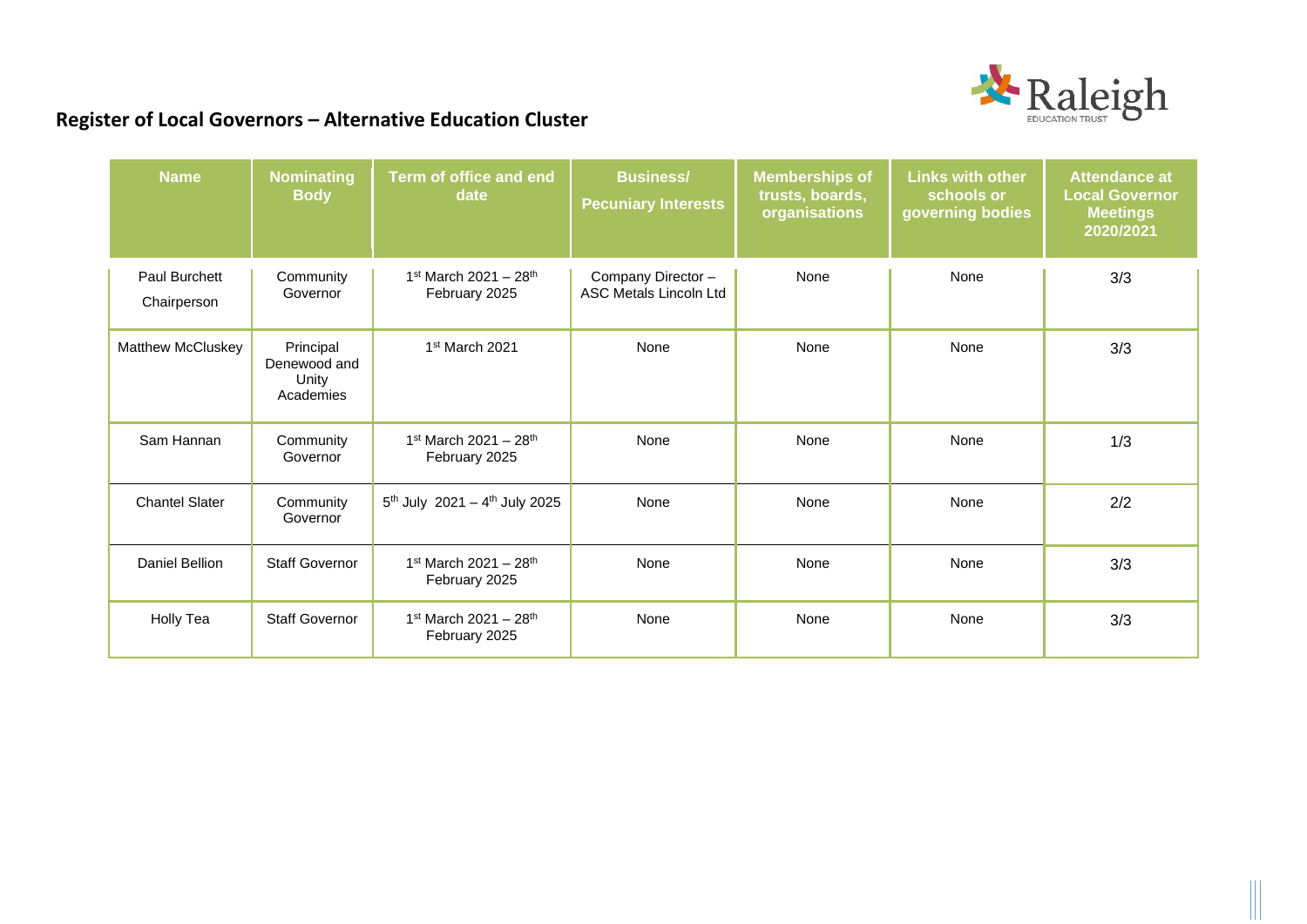# Register of Local Governors – Alternative Education Cluster

| Name | Nominating Body | Term of office and end date | Business/ Pecuniary Interests | Memberships of trusts, boards, organisations | Links with other schools or governing bodies | Attendance at Local Governor Meetings 2020/2021 |
|---|---|---|---|---|---|---|
| Paul Burchett Chairperson | Community Governor | 1st March 2021 – 28th February 2025 | Company Director – ASC Metals Lincoln Ltd | None | None | 3/3 |
| Matthew McCluskey | Principal Denewood and Unity Academies | 1st March 2021 | None | None | None | 3/3 |
| Sam Hannan | Community Governor | 1st March 2021 – 28th February 2025 | None | None | None | 1/3 |
| Chantel Slater | Community Governor | 5th July 2021 – 4th July 2025 | None | None | None | 2/2 |
| Daniel Bellion | Staff Governor | 1st March 2021 – 28th February 2025 | None | None | None | 3/3 |
| Holly Tea | Staff Governor | 1st March 2021 – 28th February 2025 | None | None | None | 3/3 |